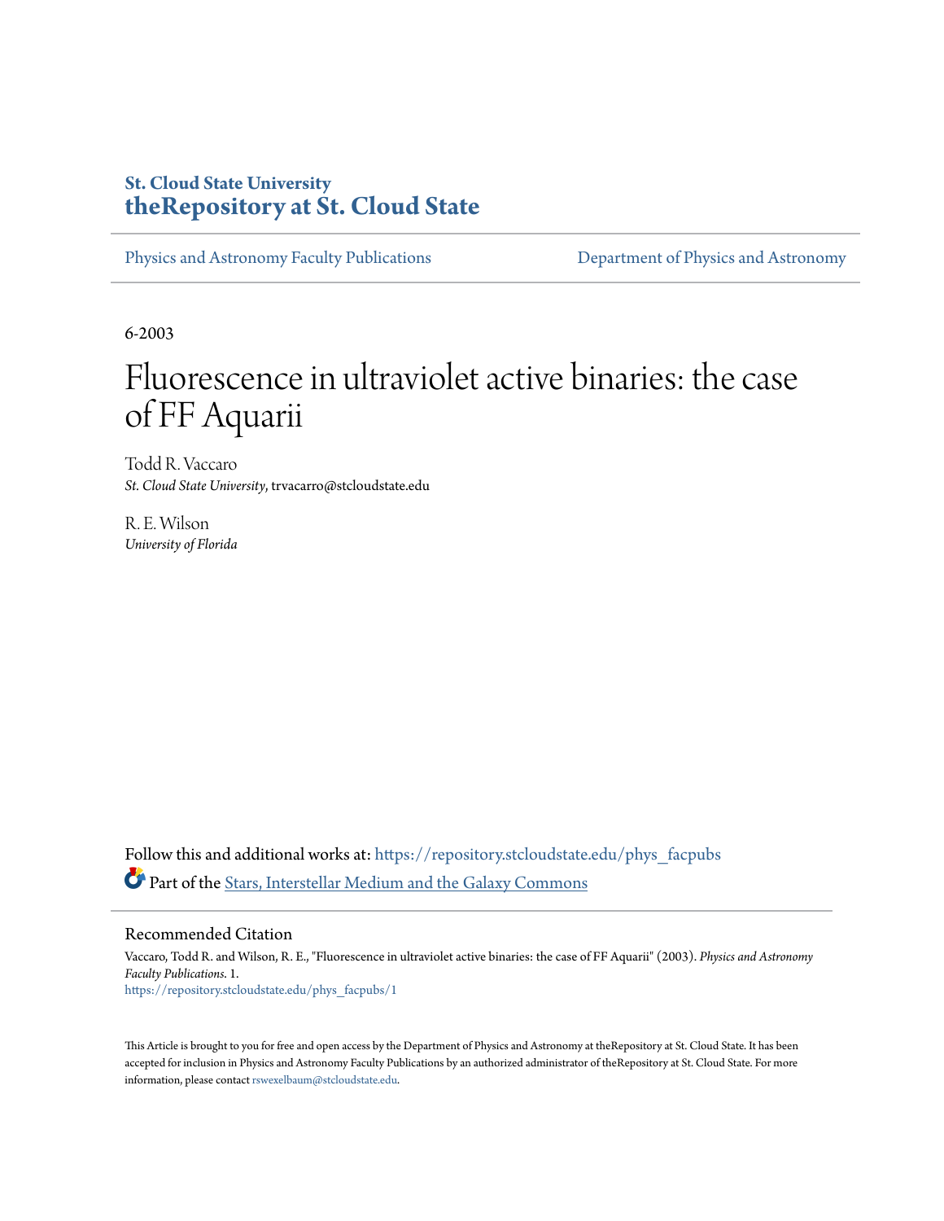St. Cloud State University
**theRepository at St. Cloud State**

Physics and Astronomy Faculty Publications | Department of Physics and Astronomy

6-2003

# Fluorescence in ultraviolet active binaries: the case of FF Aquarii

Todd R. Vaccaro
*St. Cloud State University*, trvacarro@stcloudstate.edu

R. E. Wilson
*University of Florida*

Follow this and additional works at: https://repository.stcloudstate.edu/phys_facpubs

Part of the Stars, Interstellar Medium and the Galaxy Commons

## Recommended Citation

Vaccaro, Todd R. and Wilson, R. E., "Fluorescence in ultraviolet active binaries: the case of FF Aquarii" (2003). *Physics and Astronomy Faculty Publications*. 1.
https://repository.stcloudstate.edu/phys_facpubs/1

This Article is brought to you for free and open access by the Department of Physics and Astronomy at theRepository at St. Cloud State. It has been accepted for inclusion in Physics and Astronomy Faculty Publications by an authorized administrator of theRepository at St. Cloud State. For more information, please contact rswexelbaum@stcloudstate.edu.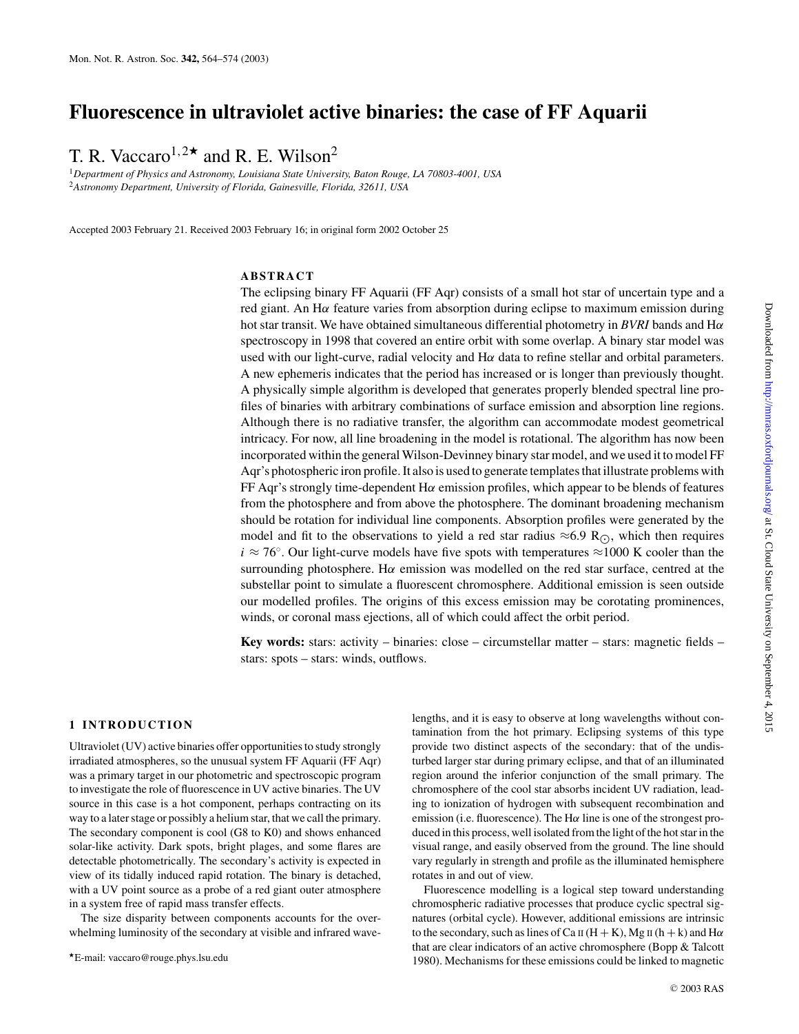# Fluorescence in ultraviolet active binaries: the case of FF Aquarii

T. R. Vaccaro[1,2*] and R. E. Wilson[2]

[1]*Department of Physics and Astronomy, Louisiana State University, Baton Rouge, LA 70803-4001, USA*
[2]*Astronomy Department, University of Florida, Gainesville, Florida, 32611, USA*

Accepted 2003 February 21. Received 2003 February 16; in original form 2002 October 25

## ABSTRACT

The eclipsing binary FF Aquarii (FF Aqr) consists of a small hot star of uncertain type and a red giant. An Hα feature varies from absorption during eclipse to maximum emission during hot star transit. We have obtained simultaneous differential photometry in *BVRI* bands and Hα spectroscopy in 1998 that covered an entire orbit with some overlap. A binary star model was used with our light-curve, radial velocity and Hα data to refine stellar and orbital parameters. A new ephemeris indicates that the period has increased or is longer than previously thought. A physically simple algorithm is developed that generates properly blended spectral line profiles of binaries with arbitrary combinations of surface emission and absorption line regions. Although there is no radiative transfer, the algorithm can accommodate modest geometrical intricacy. For now, all line broadening in the model is rotational. The algorithm has now been incorporated within the general Wilson-Devinney binary star model, and we used it to model FF Aqr's photospheric iron profile. It also is used to generate templates that illustrate problems with FF Aqr's strongly time-dependent Hα emission profiles, which appear to be blends of features from the photosphere and from above the photosphere. The dominant broadening mechanism should be rotation for individual line components. Absorption profiles were generated by the model and fit to the observations to yield a red star radius $\approx 6.9\ R_{\odot}$, which then requires $i \approx 76^{\circ}$. Our light-curve models have five spots with temperatures $\approx 1000$ K cooler than the surrounding photosphere. Hα emission was modelled on the red star surface, centred at the substellar point to simulate a fluorescent chromosphere. Additional emission is seen outside our modelled profiles. The origins of this excess emission may be corotating prominences, winds, or coronal mass ejections, all of which could affect the orbit period.

**Key words:** stars: activity – binaries: close – circumstellar matter – stars: magnetic fields – stars: spots – stars: winds, outflows.

## 1 INTRODUCTION

Ultraviolet (UV) active binaries offer opportunities to study strongly irradiated atmospheres, so the unusual system FF Aquarii (FF Aqr) was a primary target in our photometric and spectroscopic program to investigate the role of fluorescence in UV active binaries. The UV source in this case is a hot component, perhaps contracting on its way to a later stage or possibly a helium star, that we call the primary. The secondary component is cool (G8 to K0) and shows enhanced solar-like activity. Dark spots, bright plages, and some flares are detectable photometrically. The secondary's activity is expected in view of its tidally induced rapid rotation. The binary is detached, with a UV point source as a probe of a red giant outer atmosphere in a system free of rapid mass transfer effects.

The size disparity between components accounts for the overwhelming luminosity of the secondary at visible and infrared wavelengths, and it is easy to observe at long wavelengths without contamination from the hot primary. Eclipsing systems of this type provide two distinct aspects of the secondary: that of the undisturbed larger star during primary eclipse, and that of an illuminated region around the inferior conjunction of the small primary. The chromosphere of the cool star absorbs incident UV radiation, leading to ionization of hydrogen with subsequent recombination and emission (i.e. fluorescence). The Hα line is one of the strongest produced in this process, well isolated from the light of the hot star in the visual range, and easily observed from the ground. The line should vary regularly in strength and profile as the illuminated hemisphere rotates in and out of view.

Fluorescence modelling is a logical step toward understanding chromospheric radiative processes that produce cyclic spectral signatures (orbital cycle). However, additional emissions are intrinsic to the secondary, such as lines of Ca II (H + K), Mg II (h + k) and Hα that are clear indicators of an active chromosphere (Bopp & Talcott 1980). Mechanisms for these emissions could be linked to magnetic

*E-mail: vaccaro@rouge.phys.lsu.edu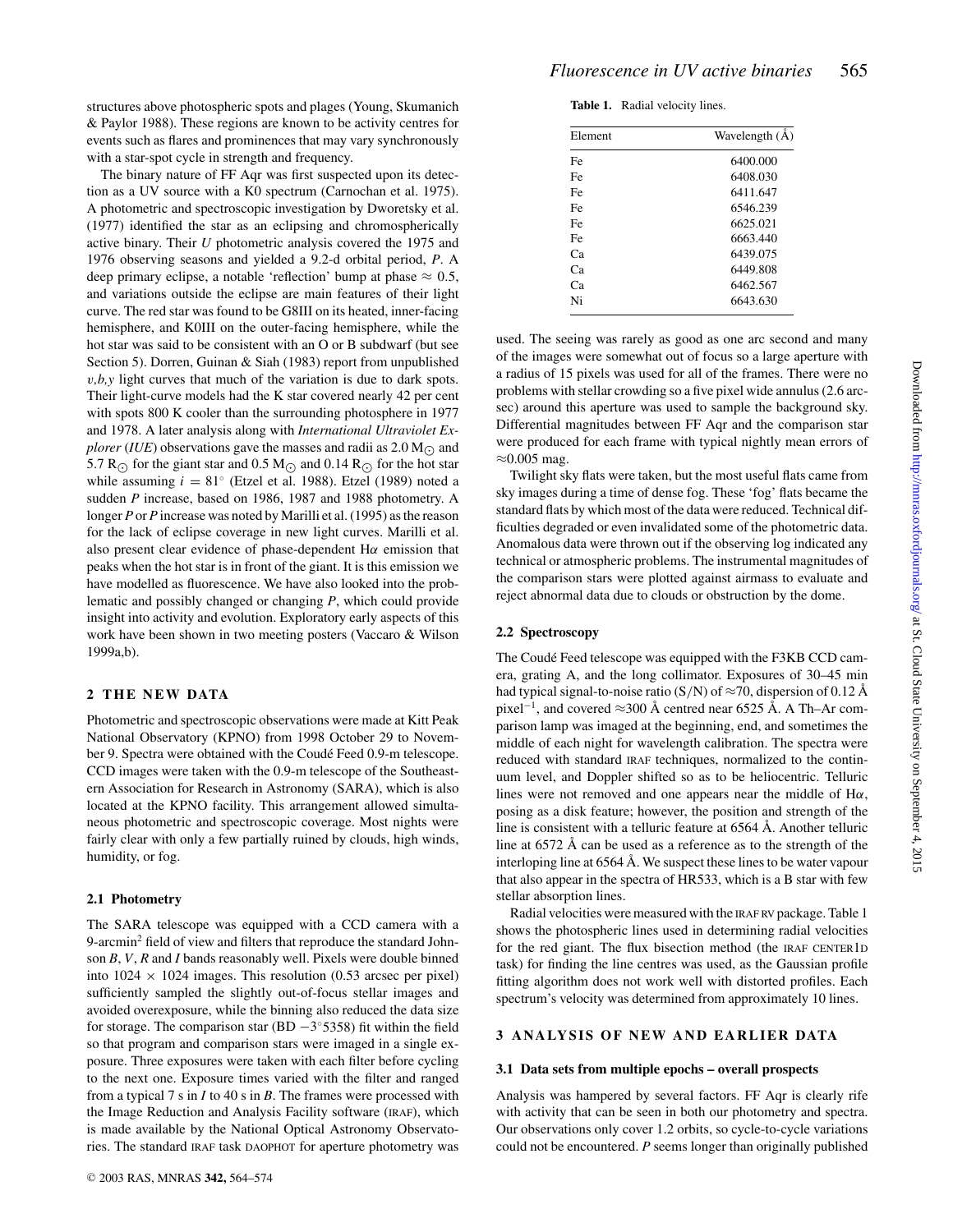structures above photospheric spots and plages (Young, Skumanich & Paylor 1988). These regions are known to be activity centres for events such as flares and prominences that may vary synchronously with a star-spot cycle in strength and frequency.

The binary nature of FF Aqr was first suspected upon its detection as a UV source with a K0 spectrum (Carnochan et al. 1975). A photometric and spectroscopic investigation by Dworetsky et al. (1977) identified the star as an eclipsing and chromospherically active binary. Their *U* photometric analysis covered the 1975 and 1976 observing seasons and yielded a 9.2-d orbital period, *P*. A deep primary eclipse, a notable 'reflection' bump at phase $\approx 0.5$, and variations outside the eclipse are main features of their light curve. The red star was found to be G8III on its heated, inner-facing hemisphere, and K0III on the outer-facing hemisphere, while the hot star was said to be consistent with an O or B subdwarf (but see Section 5). Dorren, Guinan & Siah (1983) report from unpublished *v,b,y* light curves that much of the variation is due to dark spots. Their light-curve models had the K star covered nearly 42 per cent with spots 800 K cooler than the surrounding photosphere in 1977 and 1978. A later analysis along with *International Ultraviolet Explorer* (*IUE*) observations gave the masses and radii as 2.0 $M_{\odot}$ and 5.7 $R_{\odot}$ for the giant star and 0.5 $M_{\odot}$ and 0.14 $R_{\odot}$ for the hot star while assuming $i = 81^{\circ}$ (Etzel et al. 1988). Etzel (1989) noted a sudden *P* increase, based on 1986, 1987 and 1988 photometry. A longer *P* or *P* increase was noted by Marilli et al. (1995) as the reason for the lack of eclipse coverage in new light curves. Marilli et al. also present clear evidence of phase-dependent H$\alpha$ emission that peaks when the hot star is in front of the giant. It is this emission we have modelled as fluorescence. We have also looked into the problematic and possibly changed or changing *P*, which could provide insight into activity and evolution. Exploratory early aspects of this work have been shown in two meeting posters (Vaccaro & Wilson 1999a,b).

## 2 THE NEW DATA

Photometric and spectroscopic observations were made at Kitt Peak National Observatory (KPNO) from 1998 October 29 to November 9. Spectra were obtained with the Coudé Feed 0.9-m telescope. CCD images were taken with the 0.9-m telescope of the Southeastern Association for Research in Astronomy (SARA), which is also located at the KPNO facility. This arrangement allowed simultaneous photometric and spectroscopic coverage. Most nights were fairly clear with only a few partially ruined by clouds, high winds, humidity, or fog.

### 2.1 Photometry

The SARA telescope was equipped with a CCD camera with a 9-arcmin$^2$ field of view and filters that reproduce the standard Johnson *B*, *V*, *R* and *I* bands reasonably well. Pixels were double binned into $1024 \times 1024$ images. This resolution (0.53 arcsec per pixel) sufficiently sampled the slightly out-of-focus stellar images and avoided overexposure, while the binning also reduced the data size for storage. The comparison star (BD $-3^{\circ}5358$) fit within the field so that program and comparison stars were imaged in a single exposure. Three exposures were taken with each filter before cycling to the next one. Exposure times varied with the filter and ranged from a typical 7 s in *I* to 40 s in *B*. The frames were processed with the Image Reduction and Analysis Facility software (IRAF), which is made available by the National Optical Astronomy Observatories. The standard IRAF task DAOPHOT for aperture photometry was used. The seeing was rarely as good as one arc second and many of the images were somewhat out of focus so a large aperture with a radius of 15 pixels was used for all of the frames. There were no problems with stellar crowding so a five pixel wide annulus (2.6 arcsec) around this aperture was used to sample the background sky. Differential magnitudes between FF Aqr and the comparison star were produced for each frame with typical nightly mean errors of $\approx$0.005 mag.

Twilight sky flats were taken, but the most useful flats came from sky images during a time of dense fog. These 'fog' flats became the standard flats by which most of the data were reduced. Technical difficulties degraded or even invalidated some of the photometric data. Anomalous data were thrown out if the observing log indicated any technical or atmospheric problems. The instrumental magnitudes of the comparison stars were plotted against airmass to evaluate and reject abnormal data due to clouds or obstruction by the dome.

**Table 1.** Radial velocity lines.

| Element | Wavelength (Å) |
|---|---|
| Fe | 6400.000 |
| Fe | 6408.030 |
| Fe | 6411.647 |
| Fe | 6546.239 |
| Fe | 6625.021 |
| Fe | 6663.440 |
| Ca | 6439.075 |
| Ca | 6449.808 |
| Ca | 6462.567 |
| Ni | 6643.630 |

### 2.2 Spectroscopy

The Coudé Feed telescope was equipped with the F3KB CCD camera, grating A, and the long collimator. Exposures of 30–45 min had typical signal-to-noise ratio (S/N) of $\approx$70, dispersion of 0.12 Å pixel$^{-1}$, and covered $\approx$300 Å centred near 6525 Å. A Th–Ar comparison lamp was imaged at the beginning, end, and sometimes the middle of each night for wavelength calibration. The spectra were reduced with standard IRAF techniques, normalized to the continuum level, and Doppler shifted so as to be heliocentric. Telluric lines were not removed and one appears near the middle of H$\alpha$, posing as a disk feature; however, the position and strength of the line is consistent with a telluric feature at 6564 Å. Another telluric line at 6572 Å can be used as a reference as to the strength of the interloping line at 6564 Å. We suspect these lines to be water vapour that also appear in the spectra of HR533, which is a B star with few stellar absorption lines.

Radial velocities were measured with the IRAF RV package. Table 1 shows the photospheric lines used in determining radial velocities for the red giant. The flux bisection method (the IRAF CENTER1D task) for finding the line centres was used, as the Gaussian profile fitting algorithm does not work well with distorted profiles. Each spectrum's velocity was determined from approximately 10 lines.

## 3 ANALYSIS OF NEW AND EARLIER DATA

### 3.1 Data sets from multiple epochs – overall prospects

Analysis was hampered by several factors. FF Aqr is clearly rife with activity that can be seen in both our photometry and spectra. Our observations only cover 1.2 orbits, so cycle-to-cycle variations could not be encountered. *P* seems longer than originally published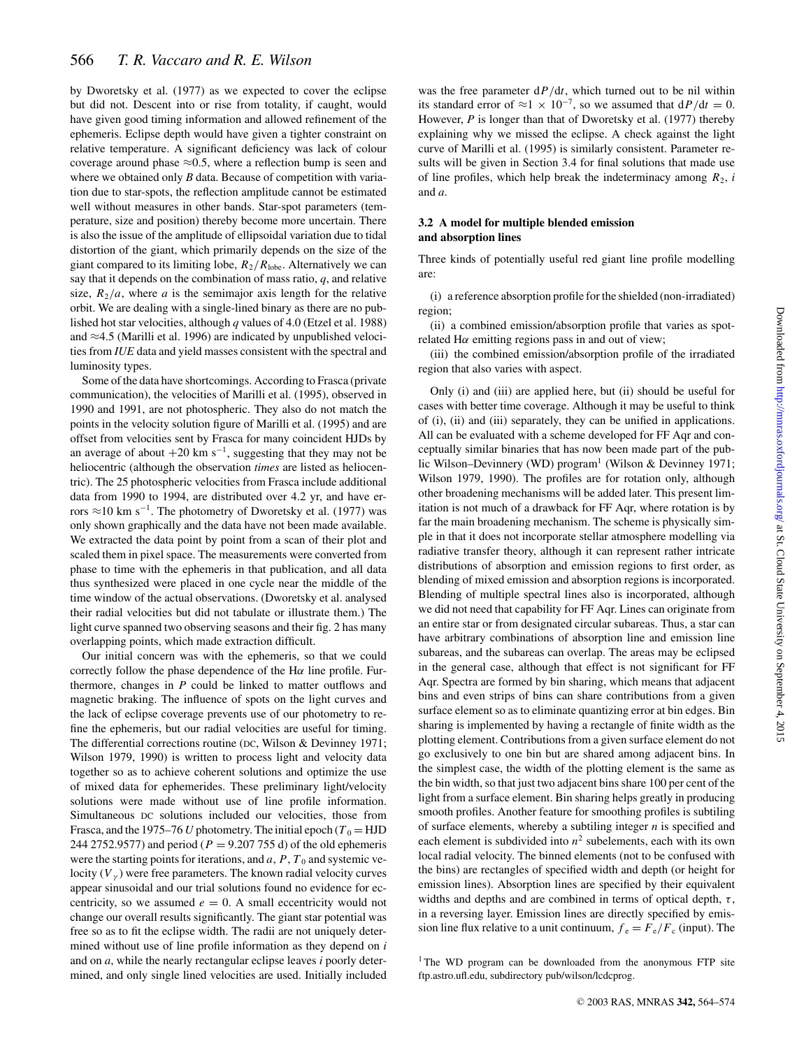by Dworetsky et al. (1977) as we expected to cover the eclipse but did not. Descent into or rise from totality, if caught, would have given good timing information and allowed refinement of the ephemeris. Eclipse depth would have given a tighter constraint on relative temperature. A significant deficiency was lack of colour coverage around phase ≈0.5, where a reflection bump is seen and where we obtained only *B* data. Because of competition with variation due to star-spots, the reflection amplitude cannot be estimated well without measures in other bands. Star-spot parameters (temperature, size and position) thereby become more uncertain. There is also the issue of the amplitude of ellipsoidal variation due to tidal distortion of the giant, which primarily depends on the size of the giant compared to its limiting lobe, $R_2/R_{\rm lobe}$. Alternatively we can say that it depends on the combination of mass ratio, $q$, and relative size, $R_2/a$, where $a$ is the semimajor axis length for the relative orbit. We are dealing with a single-lined binary as there are no published hot star velocities, although $q$ values of 4.0 (Etzel et al. 1988) and ≈4.5 (Marilli et al. 1996) are indicated by unpublished velocities from *IUE* data and yield masses consistent with the spectral and luminosity types.

Some of the data have shortcomings. According to Frasca (private communication), the velocities of Marilli et al. (1995), observed in 1990 and 1991, are not photospheric. They also do not match the points in the velocity solution figure of Marilli et al. (1995) and are offset from velocities sent by Frasca for many coincident HJDs by an average of about $+20$ km s$^{-1}$, suggesting that they may not be heliocentric (although the observation *times* are listed as heliocentric). The 25 photospheric velocities from Frasca include additional data from 1990 to 1994, are distributed over 4.2 yr, and have errors ≈10 km s$^{-1}$. The photometry of Dworetsky et al. (1977) was only shown graphically and the data have not been made available. We extracted the data point by point from a scan of their plot and scaled them in pixel space. The measurements were converted from phase to time with the ephemeris in that publication, and all data thus synthesized were placed in one cycle near the middle of the time window of the actual observations. (Dworetsky et al. analysed their radial velocities but did not tabulate or illustrate them.) The light curve spanned two observing seasons and their fig. 2 has many overlapping points, which made extraction difficult.

Our initial concern was with the ephemeris, so that we could correctly follow the phase dependence of the Hα line profile. Furthermore, changes in $P$ could be linked to matter outflows and magnetic braking. The influence of spots on the light curves and the lack of eclipse coverage prevents use of our photometry to refine the ephemeris, but our radial velocities are useful for timing. The differential corrections routine (DC, Wilson & Devinney 1971; Wilson 1979, 1990) is written to process light and velocity data together so as to achieve coherent solutions and optimize the use of mixed data for ephemerides. These preliminary light/velocity solutions were made without use of line profile information. Simultaneous DC solutions included our velocities, those from Frasca, and the 1975–76 *U* photometry. The initial epoch ($T_0$ = HJD 244 2752.9577) and period ($P$ = 9.207 755 d) of the old ephemeris were the starting points for iterations, and $a$, $P$, $T_0$ and systemic velocity ($V_\gamma$) were free parameters. The known radial velocity curves appear sinusoidal and our trial solutions found no evidence for eccentricity, so we assumed $e = 0$. A small eccentricity would not change our overall results significantly. The giant star potential was free so as to fit the eclipse width. The radii are not uniquely determined without use of line profile information as they depend on $i$ and on $a$, while the nearly rectangular eclipse leaves $i$ poorly determined, and only single lined velocities are used. Initially included was the free parameter $\mathrm{d}P/\mathrm{d}t$, which turned out to be nil within its standard error of $\approx 1 \times 10^{-7}$, so we assumed that $\mathrm{d}P/\mathrm{d}t = 0$. However, $P$ is longer than that of Dworetsky et al. (1977) thereby explaining why we missed the eclipse. A check against the light curve of Marilli et al. (1995) is similarly consistent. Parameter results will be given in Section 3.4 for final solutions that made use of line profiles, which help break the indeterminacy among $R_2$, $i$ and $a$.

### 3.2 A model for multiple blended emission and absorption lines

Three kinds of potentially useful red giant line profile modelling are:

(i) a reference absorption profile for the shielded (non-irradiated) region;

(ii) a combined emission/absorption profile that varies as spot-related Hα emitting regions pass in and out of view;

(iii) the combined emission/absorption profile of the irradiated region that also varies with aspect.

Only (i) and (iii) are applied here, but (ii) should be useful for cases with better time coverage. Although it may be useful to think of (i), (ii) and (iii) separately, they can be unified in applications. All can be evaluated with a scheme developed for FF Aqr and conceptually similar binaries that has now been made part of the public Wilson–Devinney (WD) program[1] (Wilson & Devinney 1971; Wilson 1979, 1990). The profiles are for rotation only, although other broadening mechanisms will be added later. This present limitation is not much of a drawback for FF Aqr, where rotation is by far the main broadening mechanism. The scheme is physically simple in that it does not incorporate stellar atmosphere modelling via radiative transfer theory, although it can represent rather intricate distributions of absorption and emission regions to first order, as blending of mixed emission and absorption regions is incorporated. Blending of multiple spectral lines also is incorporated, although we did not need that capability for FF Aqr. Lines can originate from an entire star or from designated circular subareas. Thus, a star can have arbitrary combinations of absorption line and emission line subareas, and the subareas can overlap. The areas may be eclipsed in the general case, although that effect is not significant for FF Aqr. Spectra are formed by bin sharing, which means that adjacent bins and even strips of bins can share contributions from a given surface element so as to eliminate quantizing error at bin edges. Bin sharing is implemented by having a rectangle of finite width as the plotting element. Contributions from a given surface element do not go exclusively to one bin but are shared among adjacent bins. In the simplest case, the width of the plotting element is the same as the bin width, so that just two adjacent bins share 100 per cent of the light from a surface element. Bin sharing helps greatly in producing smooth profiles. Another feature for smoothing profiles is subtiling of surface elements, whereby a subtiling integer $n$ is specified and each element is subdivided into $n^2$ subelements, each with its own local radial velocity. The binned elements (not to be confused with the bins) are rectangles of specified width and depth (or height for emission lines). Absorption lines are specified by their equivalent widths and depths and are combined in terms of optical depth, $\tau$, in a reversing layer. Emission lines are directly specified by emission line flux relative to a unit continuum, $f_{\rm e} = F_{\rm e}/F_{\rm c}$ (input). The

[1] The WD program can be downloaded from the anonymous FTP site ftp.astro.ufl.edu, subdirectory pub/wilson/lcdcprog.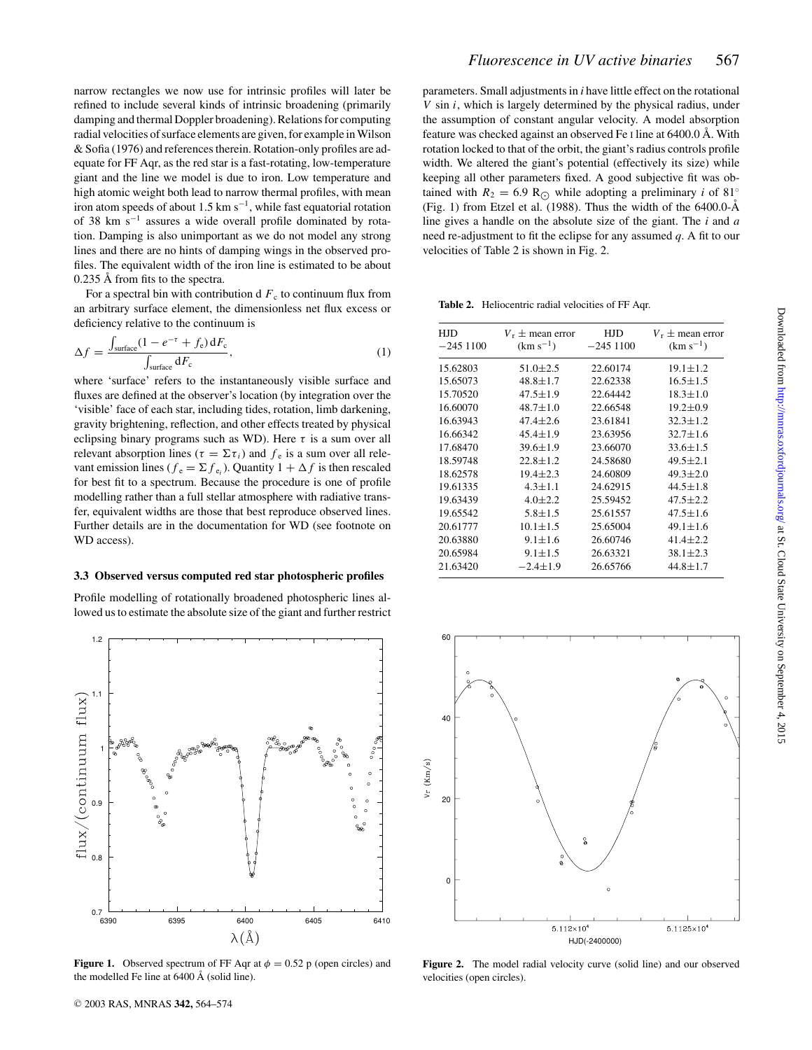narrow rectangles we now use for intrinsic profiles will later be refined to include several kinds of intrinsic broadening (primarily damping and thermal Doppler broadening). Relations for computing radial velocities of surface elements are given, for example in Wilson & Sofia (1976) and references therein. Rotation-only profiles are adequate for FF Aqr, as the red star is a fast-rotating, low-temperature giant and the line we model is due to iron. Low temperature and high atomic weight both lead to narrow thermal profiles, with mean iron atom speeds of about 1.5 km s$^{-1}$, while fast equatorial rotation of 38 km s$^{-1}$ assures a wide overall profile dominated by rotation. Damping is also unimportant as we do not model any strong lines and there are no hints of damping wings in the observed profiles. The equivalent width of the iron line is estimated to be about 0.235 Å from fits to the spectra.

For a spectral bin with contribution d $F_c$ to continuum flux from an arbitrary surface element, the dimensionless net flux excess or deficiency relative to the continuum is

$$\Delta f = \frac{\int_{\text{surface}} (1 - e^{-\tau} + f_e)\,\mathrm{d}F_c}{\int_{\text{surface}} \mathrm{d}F_c}, \tag{1}$$

where 'surface' refers to the instantaneously visible surface and fluxes are defined at the observer's location (by integration over the 'visible' face of each star, including tides, rotation, limb darkening, gravity brightening, reflection, and other effects treated by physical eclipsing binary programs such as WD). Here $\tau$ is a sum over all relevant absorption lines ($\tau = \Sigma \tau_i$) and $f_e$ is a sum over all relevant emission lines ($f_e = \Sigma f_{e_i}$). Quantity $1 + \Delta f$ is then rescaled for best fit to a spectrum. Because the procedure is one of profile modelling rather than a full stellar atmosphere with radiative transfer, equivalent widths are those that best reproduce observed lines. Further details are in the documentation for WD (see footnote on WD access).

### 3.3 Observed versus computed red star photospheric profiles

Profile modelling of rotationally broadened photospheric lines allowed us to estimate the absolute size of the giant and further restrict parameters. Small adjustments in $i$ have little effect on the rotational $V \sin i$, which is largely determined by the physical radius, under the assumption of constant angular velocity. A model absorption feature was checked against an observed Fe I line at 6400.0 Å. With rotation locked to that of the orbit, the giant's radius controls profile width. We altered the giant's potential (effectively its size) while keeping all other parameters fixed. A good subjective fit was obtained with $R_2 = 6.9$ R$_\odot$ while adopting a preliminary $i$ of 81° (Fig. 1) from Etzel et al. (1988). Thus the width of the 6400.0-Å line gives a handle on the absolute size of the giant. The $i$ and $a$ need re-adjustment to fit the eclipse for any assumed $q$. A fit to our velocities of Table 2 is shown in Fig. 2.

**Table 2.** Heliocentric radial velocities of FF Aqr.

| HJD −245 1100 | $V_r$ ± mean error (km s$^{-1}$) | HJD −245 1100 | $V_r$ ± mean error (km s$^{-1}$) |
|---|---|---|---|
| 15.62803 | 51.0±2.5 | 22.60174 | 19.1±1.2 |
| 15.65073 | 48.8±1.7 | 22.62338 | 16.5±1.5 |
| 15.70520 | 47.5±1.9 | 22.64442 | 18.3±1.0 |
| 16.60070 | 48.7±1.0 | 22.66548 | 19.2±0.9 |
| 16.63943 | 47.4±2.6 | 23.61841 | 32.3±1.2 |
| 16.66342 | 45.4±1.9 | 23.63956 | 32.7±1.6 |
| 17.68470 | 39.6±1.9 | 23.66070 | 33.6±1.5 |
| 18.59748 | 22.8±1.2 | 24.58680 | 49.5±2.1 |
| 18.62578 | 19.4±2.3 | 24.60809 | 49.3±2.0 |
| 19.61335 | 4.3±1.1 | 24.62915 | 44.5±1.8 |
| 19.63439 | 4.0±2.2 | 25.59452 | 47.5±2.2 |
| 19.65542 | 5.8±1.5 | 25.61557 | 47.5±1.6 |
| 20.61777 | 10.1±1.5 | 25.65004 | 49.1±1.6 |
| 20.63880 | 9.1±1.6 | 26.60746 | 41.4±2.2 |
| 20.65984 | 9.1±1.5 | 26.63321 | 38.1±2.3 |
| 21.63420 | −2.4±1.9 | 26.65766 | 44.8±1.7 |

**Figure 1.** Observed spectrum of FF Aqr at $\phi = 0.52$ p (open circles) and the modelled Fe line at 6400 Å (solid line).

**Figure 2.** The model radial velocity curve (solid line) and our observed velocities (open circles).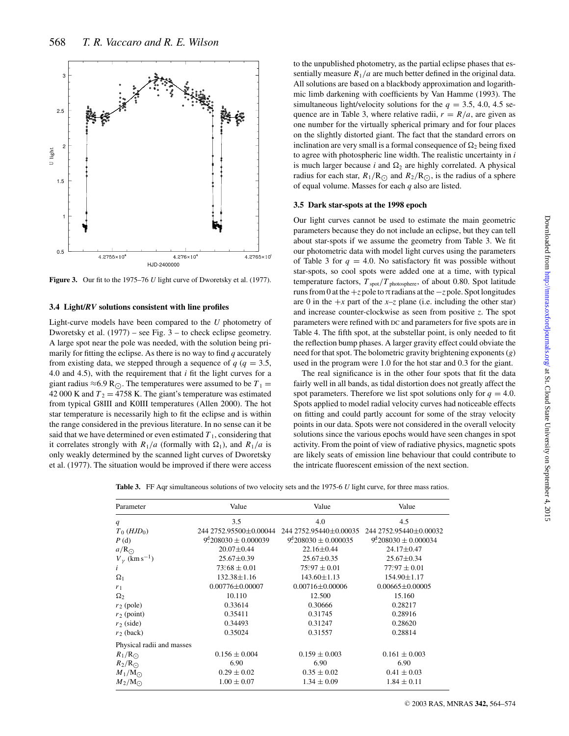**Figure 3.** Our fit to the 1975–76 $U$ light curve of Dworetsky et al. (1977).

### 3.4 Light/RV solutions consistent with line profiles

Light-curve models have been compared to the $U$ photometry of Dworetsky et al. (1977) – see Fig. 3 – to check eclipse geometry. A large spot near the pole was needed, with the solution being primarily for fitting the eclipse. As there is no way to find $q$ accurately from existing data, we stepped through a sequence of $q$ ($q$ = 3.5, 4.0 and 4.5), with the requirement that $i$ fit the light curves for a giant radius ≈6.9 $R_{\odot}$. The temperatures were assumed to be $T_1$ = 42 000 K and $T_2$ = 4758 K. The giant's temperature was estimated from typical G8III and K0III temperatures (Allen 2000). The hot star temperature is necessarily high to fit the eclipse and is within the range considered in the previous literature. In no sense can it be said that we have determined or even estimated $T_1$, considering that it correlates strongly with $R_1/a$ (formally with $\Omega_1$), and $R_1/a$ is only weakly determined by the scanned light curves of Dworetsky et al. (1977). The situation would be improved if there were access to the unpublished photometry, as the partial eclipse phases that essentially measure $R_1/a$ are much better defined in the original data. All solutions are based on a blackbody approximation and logarithmic limb darkening with coefficients by Van Hamme (1993). The simultaneous light/velocity solutions for the $q$ = 3.5, 4.0, 4.5 sequence are in Table 3, where relative radii, $r = R/a$, are given as one number for the virtually spherical primary and for four places on the slightly distorted giant. The fact that the standard errors on inclination are very small is a formal consequence of $\Omega_2$ being fixed to agree with photospheric line width. The realistic uncertainty in $i$ is much larger because $i$ and $\Omega_2$ are highly correlated. A physical radius for each star, $R_1/R_{\odot}$ and $R_2/R_{\odot}$, is the radius of a sphere of equal volume. Masses for each $q$ also are listed.

### 3.5 Dark star-spots at the 1998 epoch

Our light curves cannot be used to estimate the main geometric parameters because they do not include an eclipse, but they can tell about star-spots if we assume the geometry from Table 3. We fit our photometric data with model light curves using the parameters of Table 3 for $q$ = 4.0. No satisfactory fit was possible without star-spots, so cool spots were added one at a time, with typical temperature factors, $T_{\rm spot}/T_{\rm photosphere}$, of about 0.80. Spot latitude runs from 0 at the $+z$ pole to $\pi$ radians at the $-z$ pole. Spot longitudes are 0 in the $+x$ part of the $x$–$z$ plane (i.e. including the other star) and increase counter-clockwise as seen from positive $z$. The spot parameters were refined with DC and parameters for five spots are in Table 4. The fifth spot, at the substellar point, is only needed to fit the reflection bump phases. A larger gravity effect could obviate the need for that spot. The bolometric gravity brightening exponents ($g$) used in the program were 1.0 for the hot star and 0.3 for the giant.

The real significance is in the other four spots that fit the data fairly well in all bands, as tidal distortion does not greatly affect the spot parameters. Therefore we list spot solutions only for $q$ = 4.0. Spots applied to model radial velocity curves had noticeable effects on fitting and could partly account for some of the stray velocity points in our data. Spots were not considered in the overall velocity solutions since the various epochs would have seen changes in spot activity. From the point of view of radiative physics, magnetic spots are likely seats of emission line behaviour that could contribute to the intricate fluorescent emission of the next section.

**Table 3.** FF Aqr simultaneous solutions of two velocity sets and the 1975-6 $U$ light curve, for three mass ratios.

| Parameter | Value | Value | Value |
|---|---|---|---|
| $q$ | 3.5 | 4.0 | 4.5 |
| $T_0$ ($HJD_0$) | 244 2752.95500±0.00044 | 244 2752.95440±0.00035 | 244 2752.95440±0.00032 |
| $P$ (d) | $9^{\rm d}_{.}208030 \pm 0.000039$ | $9^{\rm d}_{.}208030 \pm 0.000035$ | $9^{\rm d}_{.}208030 \pm 0.000034$ |
| $a$/$R_{\odot}$ | 20.07±0.44 | 22.16±0.44 | 24.17±0.47 |
| $V_\gamma$ (km s$^{-1}$) | 25.67±0.39 | 25.67±0.35 | 25.67±0.34 |
| $i$ | $73^{\circ}_{.}68 \pm 0.01$ | $75^{\circ}_{.}97 \pm 0.01$ | $77^{\circ}_{.}97 \pm 0.01$ |
| $\Omega_1$ | 132.38±1.16 | 143.60±1.13 | 154.90±1.17 |
| $r_1$ | 0.00776±0.00007 | 0.00716±0.00006 | 0.00665±0.00005 |
| $\Omega_2$ | 10.110 | 12.500 | 15.160 |
| $r_2$ (pole) | 0.33614 | 0.30666 | 0.28217 |
| $r_2$ (point) | 0.35411 | 0.31745 | 0.28916 |
| $r_2$ (side) | 0.34493 | 0.31247 | 0.28620 |
| $r_2$ (back) | 0.35024 | 0.31557 | 0.28814 |
| Physical radii and masses | | | |
| $R_1/R_{\odot}$ | 0.156 ± 0.004 | 0.159 ± 0.003 | 0.161 ± 0.003 |
| $R_2/R_{\odot}$ | 6.90 | 6.90 | 6.90 |
| $M_1/M_{\odot}$ | 0.29 ± 0.02 | 0.35 ± 0.02 | 0.41 ± 0.03 |
| $M_2/M_{\odot}$ | 1.00 ± 0.07 | 1.34 ± 0.09 | 1.84 ± 0.11 |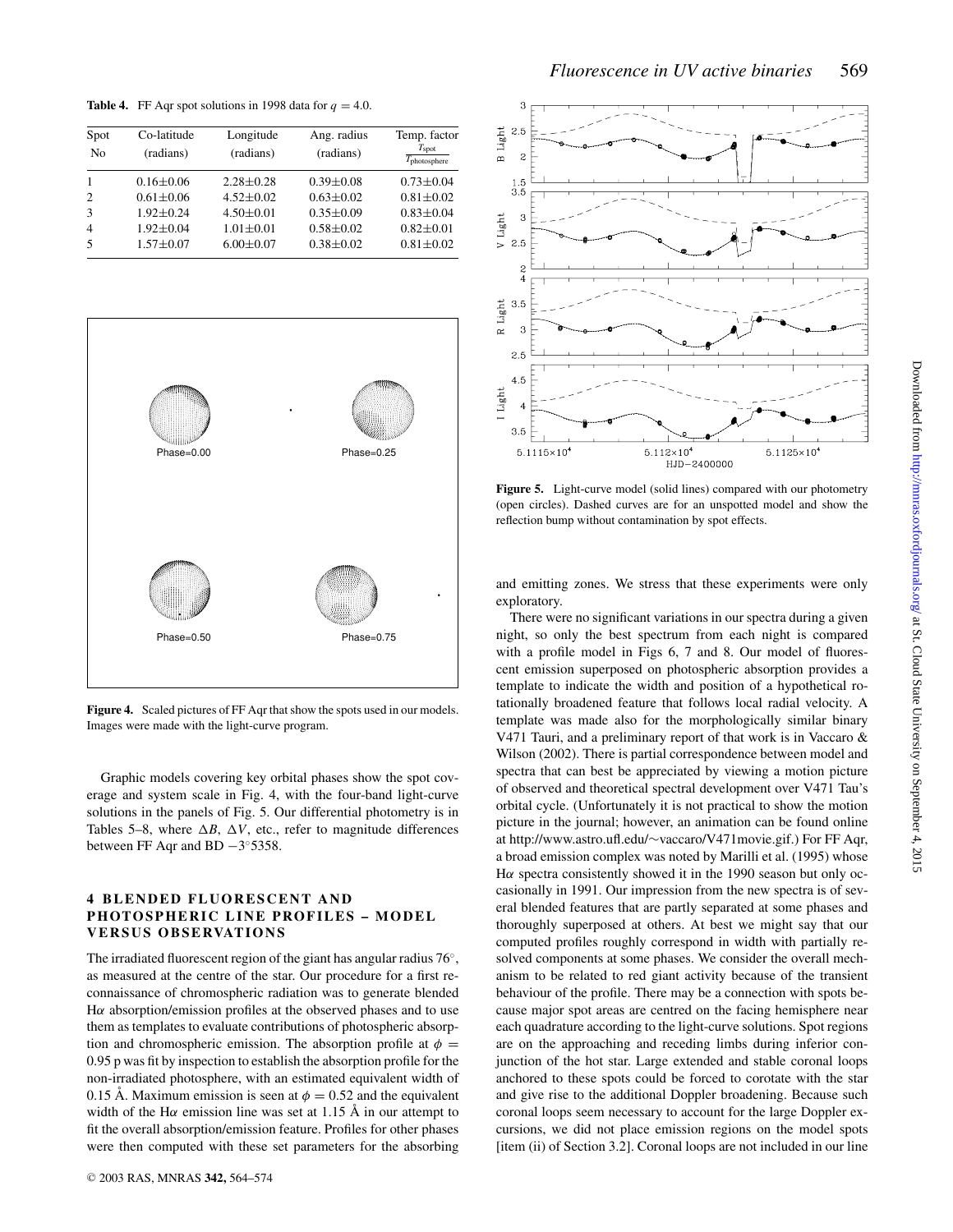**Table 4.** FF Aqr spot solutions in 1998 data for $q = 4.0$.

| Spot No | Co-latitude (radians) | Longitude (radians) | Ang. radius (radians) | Temp. factor $\frac{T_{\rm spot}}{T_{\rm photosphere}}$ |
|---|---|---|---|---|
| 1 | 0.16±0.06 | 2.28±0.28 | 0.39±0.08 | 0.73±0.04 |
| 2 | 0.61±0.06 | 4.52±0.02 | 0.63±0.02 | 0.81±0.02 |
| 3 | 1.92±0.24 | 4.50±0.01 | 0.35±0.09 | 0.83±0.04 |
| 4 | 1.92±0.04 | 1.01±0.01 | 0.58±0.02 | 0.82±0.01 |
| 5 | 1.57±0.07 | 6.00±0.07 | 0.38±0.02 | 0.81±0.02 |

**Figure 4.** Scaled pictures of FF Aqr that show the spots used in our models. Images were made with the light-curve program.

Graphic models covering key orbital phases show the spot coverage and system scale in Fig. 4, with the four-band light-curve solutions in the panels of Fig. 5. Our differential photometry is in Tables 5–8, where $\Delta B$, $\Delta V$, etc., refer to magnitude differences between FF Aqr and BD $-3°5358$.

## 4 BLENDED FLUORESCENT AND PHOTOSPHERIC LINE PROFILES – MODEL VERSUS OBSERVATIONS

The irradiated fluorescent region of the giant has angular radius 76°, as measured at the centre of the star. Our procedure for a first reconnaissance of chromospheric radiation was to generate blended H$\alpha$ absorption/emission profiles at the observed phases and to use them as templates to evaluate contributions of photospheric absorption and chromospheric emission. The absorption profile at $\phi = 0.95$ p was fit by inspection to establish the absorption profile for the non-irradiated photosphere, with an estimated equivalent width of 0.15 Å. Maximum emission is seen at $\phi = 0.52$ and the equivalent width of the H$\alpha$ emission line was set at 1.15 Å in our attempt to fit the overall absorption/emission feature. Profiles for other phases were then computed with these set parameters for the absorbing

**Figure 5.** Light-curve model (solid lines) compared with our photometry (open circles). Dashed curves are for an unspotted model and show the reflection bump without contamination by spot effects.

and emitting zones. We stress that these experiments were only exploratory.

There were no significant variations in our spectra during a given night, so only the best spectrum from each night is compared with a profile model in Figs 6, 7 and 8. Our model of fluorescent emission superposed on photospheric absorption provides a template to indicate the width and position of a hypothetical rotationally broadened feature that follows local radial velocity. A template was made also for the morphologically similar binary V471 Tauri, and a preliminary report of that work is in Vaccaro & Wilson (2002). There is partial correspondence between model and spectra that can best be appreciated by viewing a motion picture of observed and theoretical spectral development over V471 Tau's orbital cycle. (Unfortunately it is not practical to show the motion picture in the journal; however, an animation can be found online at http://www.astro.ufl.edu/∼vaccaro/V471movie.gif.) For FF Aqr, a broad emission complex was noted by Marilli et al. (1995) whose H$\alpha$ spectra consistently showed it in the 1990 season but only occasionally in 1991. Our impression from the new spectra is of several blended features that are partly separated at some phases and thoroughly superposed at others. At best we might say that our computed profiles roughly correspond in width with partially resolved components at some phases. We consider the overall mechanism to be related to red giant activity because of the transient behaviour of the profile. There may be a connection with spots because major spot areas are centred on the facing hemisphere near each quadrature according to the light-curve solutions. Spot regions are on the approaching and receding limbs during inferior conjunction of the hot star. Large extended and stable coronal loops anchored to these spots could be forced to corotate with the star and give rise to the additional Doppler broadening. Because such coronal loops seem necessary to account for the large Doppler excursions, we did not place emission regions on the model spots [item (ii) of Section 3.2]. Coronal loops are not included in our line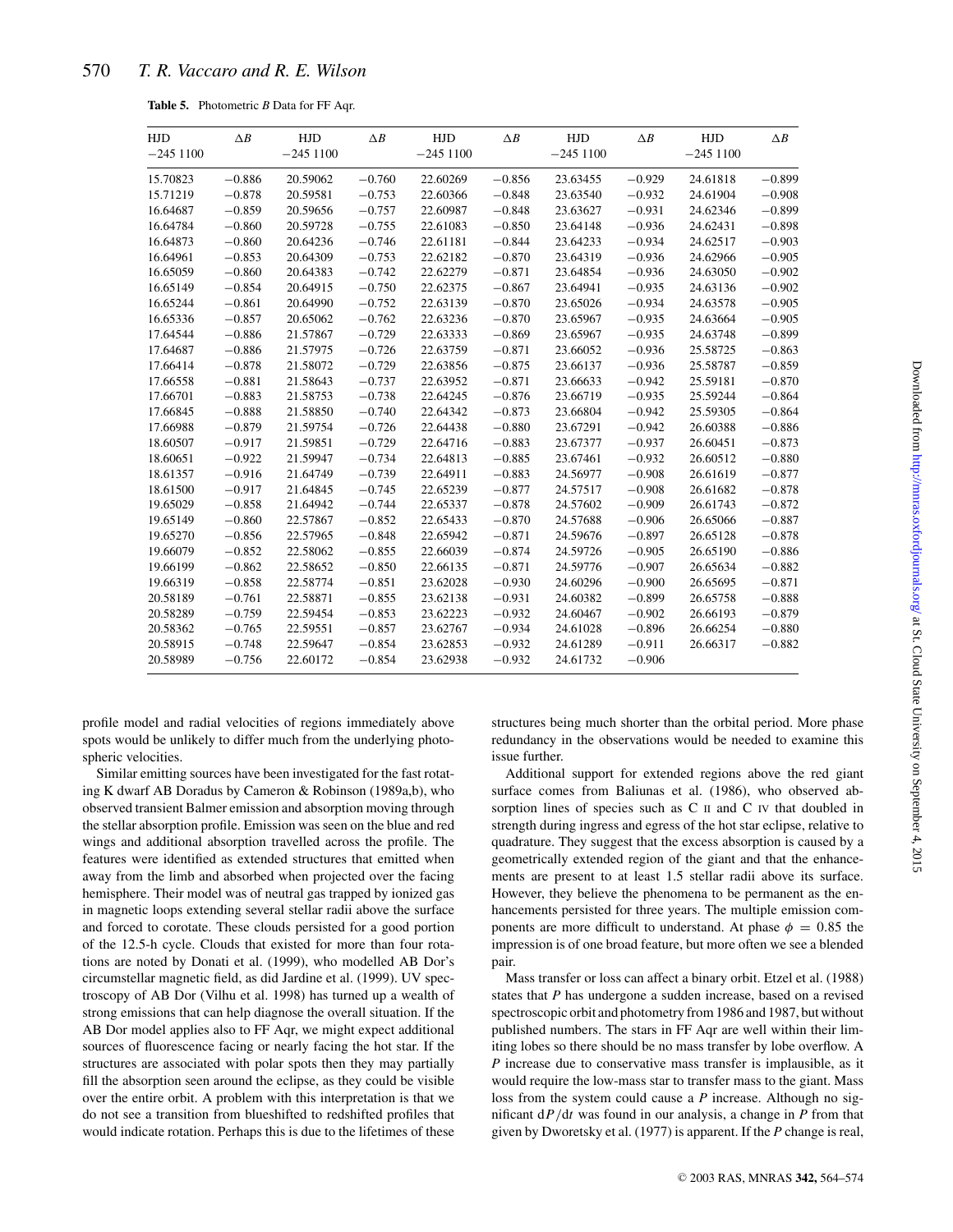**Table 5.** Photometric *B* Data for FF Aqr.

| HJD −245 1100 | Δ*B* | HJD −245 1100 | Δ*B* | HJD −245 1100 | Δ*B* | HJD −245 1100 | Δ*B* | HJD −245 1100 | Δ*B* |
|---|---|---|---|---|---|---|---|---|---|
| 15.70823 | −0.886 | 20.59062 | −0.760 | 22.60269 | −0.856 | 23.63455 | −0.929 | 24.61818 | −0.899 |
| 15.71219 | −0.878 | 20.59581 | −0.753 | 22.60366 | −0.848 | 23.63540 | −0.932 | 24.61904 | −0.908 |
| 16.64687 | −0.859 | 20.59656 | −0.757 | 22.60987 | −0.848 | 23.63627 | −0.931 | 24.62346 | −0.899 |
| 16.64784 | −0.860 | 20.59728 | −0.755 | 22.61083 | −0.850 | 23.64148 | −0.936 | 24.62431 | −0.898 |
| 16.64873 | −0.860 | 20.64236 | −0.746 | 22.61181 | −0.844 | 23.64233 | −0.934 | 24.62517 | −0.903 |
| 16.64961 | −0.853 | 20.64309 | −0.753 | 22.62182 | −0.870 | 23.64319 | −0.936 | 24.62966 | −0.905 |
| 16.65059 | −0.860 | 20.64383 | −0.742 | 22.62279 | −0.871 | 23.64854 | −0.936 | 24.63050 | −0.902 |
| 16.65149 | −0.854 | 20.64915 | −0.750 | 22.62375 | −0.867 | 23.64941 | −0.935 | 24.63136 | −0.902 |
| 16.65244 | −0.861 | 20.64990 | −0.752 | 22.63139 | −0.870 | 23.65026 | −0.934 | 24.63578 | −0.905 |
| 16.65336 | −0.857 | 20.65062 | −0.762 | 22.63236 | −0.870 | 23.65967 | −0.935 | 24.63664 | −0.905 |
| 17.64544 | −0.886 | 21.57867 | −0.729 | 22.63333 | −0.869 | 23.65967 | −0.935 | 24.63748 | −0.899 |
| 17.64687 | −0.886 | 21.57975 | −0.726 | 22.63759 | −0.871 | 23.66052 | −0.936 | 25.58725 | −0.863 |
| 17.66414 | −0.878 | 21.58072 | −0.729 | 22.63856 | −0.875 | 23.66137 | −0.936 | 25.58787 | −0.859 |
| 17.66558 | −0.881 | 21.58643 | −0.737 | 22.63952 | −0.871 | 23.66633 | −0.942 | 25.59181 | −0.870 |
| 17.66701 | −0.883 | 21.58753 | −0.738 | 22.64245 | −0.876 | 23.66719 | −0.935 | 25.59244 | −0.864 |
| 17.66845 | −0.888 | 21.58850 | −0.740 | 22.64342 | −0.873 | 23.66804 | −0.942 | 25.59305 | −0.864 |
| 17.66988 | −0.879 | 21.59754 | −0.726 | 22.64438 | −0.880 | 23.67291 | −0.942 | 26.60388 | −0.886 |
| 18.60507 | −0.917 | 21.59851 | −0.729 | 22.64716 | −0.883 | 23.67377 | −0.937 | 26.60451 | −0.873 |
| 18.60651 | −0.922 | 21.59947 | −0.734 | 22.64813 | −0.885 | 23.67461 | −0.932 | 26.60512 | −0.880 |
| 18.61357 | −0.916 | 21.64749 | −0.739 | 22.64911 | −0.883 | 24.56977 | −0.908 | 26.61619 | −0.877 |
| 18.61500 | −0.917 | 21.64845 | −0.745 | 22.65239 | −0.877 | 24.57517 | −0.908 | 26.61682 | −0.878 |
| 19.65029 | −0.858 | 21.64942 | −0.744 | 22.65337 | −0.878 | 24.57602 | −0.909 | 26.61743 | −0.872 |
| 19.65149 | −0.860 | 22.57867 | −0.852 | 22.65433 | −0.870 | 24.57688 | −0.906 | 26.65066 | −0.887 |
| 19.65270 | −0.856 | 22.57965 | −0.848 | 22.65942 | −0.871 | 24.59676 | −0.897 | 26.65128 | −0.878 |
| 19.66079 | −0.852 | 22.58062 | −0.855 | 22.66039 | −0.874 | 24.59726 | −0.905 | 26.65190 | −0.886 |
| 19.66199 | −0.862 | 22.58652 | −0.850 | 22.66135 | −0.871 | 24.59776 | −0.907 | 26.65634 | −0.882 |
| 19.66319 | −0.858 | 22.58774 | −0.851 | 23.62028 | −0.930 | 24.60296 | −0.900 | 26.65695 | −0.871 |
| 20.58189 | −0.761 | 22.58871 | −0.855 | 23.62138 | −0.931 | 24.60382 | −0.899 | 26.65758 | −0.888 |
| 20.58289 | −0.759 | 22.59454 | −0.853 | 23.62223 | −0.932 | 24.60467 | −0.902 | 26.66193 | −0.879 |
| 20.58362 | −0.765 | 22.59551 | −0.857 | 23.62767 | −0.934 | 24.61028 | −0.896 | 26.66254 | −0.880 |
| 20.58915 | −0.748 | 22.59647 | −0.854 | 23.62853 | −0.932 | 24.61289 | −0.911 | 26.66317 | −0.882 |
| 20.58989 | −0.756 | 22.60172 | −0.854 | 23.62938 | −0.932 | 24.61732 | −0.906 | | |

profile model and radial velocities of regions immediately above spots would be unlikely to differ much from the underlying photospheric velocities.

Similar emitting sources have been investigated for the fast rotating K dwarf AB Doradus by Cameron & Robinson (1989a,b), who observed transient Balmer emission and absorption moving through the stellar absorption profile. Emission was seen on the blue and red wings and additional absorption travelled across the profile. The features were identified as extended structures that emitted when away from the limb and absorbed when projected over the facing hemisphere. Their model was of neutral gas trapped by ionized gas in magnetic loops extending several stellar radii above the surface and forced to corotate. These clouds persisted for a good portion of the 12.5-h cycle. Clouds that existed for more than four rotations are noted by Donati et al. (1999), who modelled AB Dor's circumstellar magnetic field, as did Jardine et al. (1999). UV spectroscopy of AB Dor (Vilhu et al. 1998) has turned up a wealth of strong emissions that can help diagnose the overall situation. If the AB Dor model applies also to FF Aqr, we might expect additional sources of fluorescence facing or nearly facing the hot star. If the structures are associated with polar spots then they may partially fill the absorption seen around the eclipse, as they could be visible over the entire orbit. A problem with this interpretation is that we do not see a transition from blueshifted to redshifted profiles that would indicate rotation. Perhaps this is due to the lifetimes of these structures being much shorter than the orbital period. More phase redundancy in the observations would be needed to examine this issue further.

Additional support for extended regions above the red giant surface comes from Baliunas et al. (1986), who observed absorption lines of species such as C II and C IV that doubled in strength during ingress and egress of the hot star eclipse, relative to quadrature. They suggest that the excess absorption is caused by a geometrically extended region of the giant and that the enhancements are present to at least 1.5 stellar radii above its surface. However, they believe the phenomena to be permanent as the enhancements persisted for three years. The multiple emission components are more difficult to understand. At phase $\phi = 0.85$ the impression is of one broad feature, but more often we see a blended pair.

Mass transfer or loss can affect a binary orbit. Etzel et al. (1988) states that *P* has undergone a sudden increase, based on a revised spectroscopic orbit and photometry from 1986 and 1987, but without published numbers. The stars in FF Aqr are well within their limiting lobes so there should be no mass transfer by lobe overflow. A *P* increase due to conservative mass transfer is implausible, as it would require the low-mass star to transfer mass to the giant. Mass loss from the system could cause a *P* increase. Although no significant $dP/dt$ was found in our analysis, a change in *P* from that given by Dworetsky et al. (1977) is apparent. If the *P* change is real,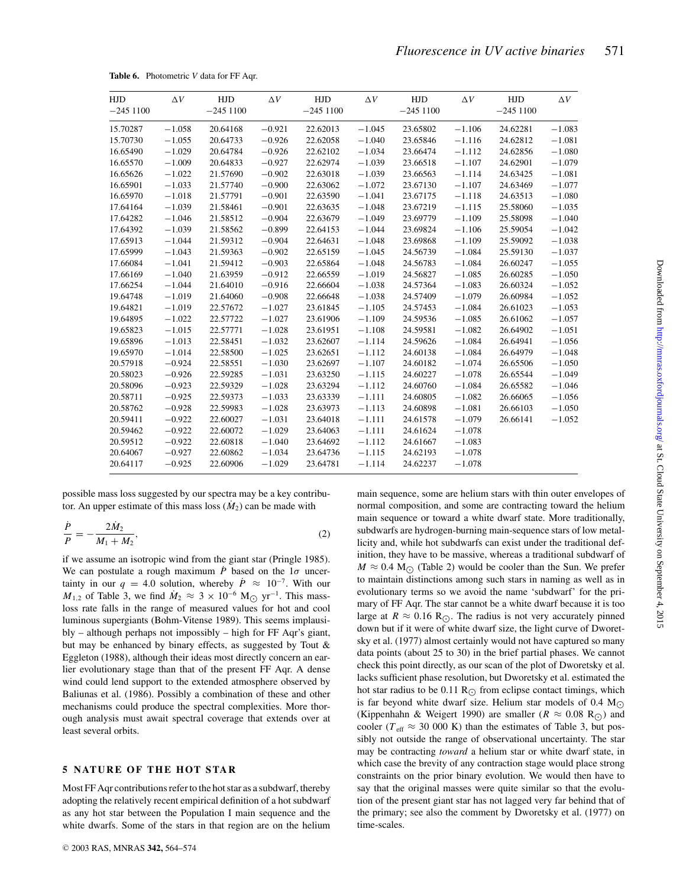**Table 6.** Photometric $V$ data for FF Aqr.

| HJD −245 1100 | $\Delta V$ | HJD −245 1100 | $\Delta V$ | HJD −245 1100 | $\Delta V$ | HJD −245 1100 | $\Delta V$ | HJD −245 1100 | $\Delta V$ |
|---|---|---|---|---|---|---|---|---|---|
| 15.70287 | −1.058 | 20.64168 | −0.921 | 22.62013 | −1.045 | 23.65802 | −1.106 | 24.62281 | −1.083 |
| 15.70730 | −1.055 | 20.64733 | −0.926 | 22.62058 | −1.040 | 23.65846 | −1.116 | 24.62812 | −1.081 |
| 16.65490 | −1.029 | 20.64784 | −0.926 | 22.62102 | −1.034 | 23.66474 | −1.112 | 24.62856 | −1.080 |
| 16.65570 | −1.009 | 20.64833 | −0.927 | 22.62974 | −1.039 | 23.66518 | −1.107 | 24.62901 | −1.079 |
| 16.65626 | −1.022 | 21.57690 | −0.902 | 22.63018 | −1.039 | 23.66563 | −1.114 | 24.63425 | −1.081 |
| 16.65901 | −1.033 | 21.57740 | −0.900 | 22.63062 | −1.072 | 23.67130 | −1.107 | 24.63469 | −1.077 |
| 16.65970 | −1.018 | 21.57791 | −0.901 | 22.63590 | −1.041 | 23.67175 | −1.118 | 24.63513 | −1.080 |
| 17.64164 | −1.039 | 21.58461 | −0.901 | 22.63635 | −1.048 | 23.67219 | −1.115 | 25.58060 | −1.035 |
| 17.64282 | −1.046 | 21.58512 | −0.904 | 22.63679 | −1.049 | 23.69779 | −1.109 | 25.58098 | −1.040 |
| 17.64392 | −1.039 | 21.58562 | −0.899 | 22.64153 | −1.044 | 23.69824 | −1.106 | 25.59054 | −1.042 |
| 17.65913 | −1.044 | 21.59312 | −0.904 | 22.64631 | −1.048 | 23.69868 | −1.109 | 25.59092 | −1.038 |
| 17.65999 | −1.043 | 21.59363 | −0.902 | 22.65159 | −1.045 | 24.56739 | −1.084 | 25.59130 | −1.037 |
| 17.66084 | −1.041 | 21.59412 | −0.903 | 22.65864 | −1.048 | 24.56783 | −1.084 | 26.60247 | −1.055 |
| 17.66169 | −1.040 | 21.63959 | −0.912 | 22.66559 | −1.019 | 24.56827 | −1.085 | 26.60285 | −1.050 |
| 17.66254 | −1.044 | 21.64010 | −0.916 | 22.66604 | −1.038 | 24.57364 | −1.083 | 26.60324 | −1.052 |
| 19.64748 | −1.019 | 21.64060 | −0.908 | 22.66648 | −1.038 | 24.57409 | −1.079 | 26.60984 | −1.052 |
| 19.64821 | −1.019 | 22.57672 | −1.027 | 23.61845 | −1.105 | 24.57453 | −1.084 | 26.61023 | −1.053 |
| 19.64895 | −1.022 | 22.57722 | −1.027 | 23.61906 | −1.109 | 24.59536 | −1.085 | 26.61062 | −1.057 |
| 19.65823 | −1.015 | 22.57771 | −1.028 | 23.61951 | −1.108 | 24.59581 | −1.082 | 26.64902 | −1.051 |
| 19.65896 | −1.013 | 22.58451 | −1.032 | 23.62607 | −1.114 | 24.59626 | −1.084 | 26.64941 | −1.056 |
| 19.65970 | −1.014 | 22.58500 | −1.025 | 23.62651 | −1.112 | 24.60138 | −1.084 | 26.64979 | −1.048 |
| 20.57918 | −0.924 | 22.58551 | −1.030 | 23.62697 | −1.107 | 24.60182 | −1.074 | 26.65506 | −1.050 |
| 20.58023 | −0.926 | 22.59285 | −1.031 | 23.63250 | −1.115 | 24.60227 | −1.078 | 26.65544 | −1.049 |
| 20.58096 | −0.923 | 22.59329 | −1.028 | 23.63294 | −1.112 | 24.60760 | −1.084 | 26.65582 | −1.046 |
| 20.58711 | −0.925 | 22.59373 | −1.033 | 23.63339 | −1.111 | 24.60805 | −1.082 | 26.66065 | −1.056 |
| 20.58762 | −0.928 | 22.59983 | −1.028 | 23.63973 | −1.113 | 24.60898 | −1.081 | 26.66103 | −1.050 |
| 20.59411 | −0.922 | 22.60027 | −1.031 | 23.64018 | −1.111 | 24.61578 | −1.079 | 26.66141 | −1.052 |
| 20.59462 | −0.922 | 22.60072 | −1.029 | 23.64063 | −1.111 | 24.61624 | −1.078 | | |
| 20.59512 | −0.922 | 22.60818 | −1.040 | 23.64692 | −1.112 | 24.61667 | −1.083 | | |
| 20.64067 | −0.927 | 22.60862 | −1.034 | 23.64736 | −1.115 | 24.62193 | −1.078 | | |
| 20.64117 | −0.925 | 22.60906 | −1.029 | 23.64781 | −1.114 | 24.62237 | −1.078 | | |

possible mass loss suggested by our spectra may be a key contributor. An upper estimate of this mass loss ($\dot{M}_2$) can be made with

$$\frac{\dot{P}}{P} = -\frac{2\dot{M}_2}{M_1 + M_2}, \tag{2}$$

if we assume an isotropic wind from the giant star (Pringle 1985). We can postulate a rough maximum $\dot{P}$ based on the $1\sigma$ uncertainty in our $q = 4.0$ solution, whereby $\dot{P} \approx 10^{-7}$. With our $M_{1,2}$ of Table 3, we find $\dot{M}_2 \approx 3 \times 10^{-6}$ M$_\odot$ yr$^{-1}$. This mass-loss rate falls in the range of measured values for hot and cool luminous supergiants (Bohm-Vitense 1989). This seems implausibly – although perhaps not impossibly – high for FF Aqr's giant, but may be enhanced by binary effects, as suggested by Tout & Eggleton (1988), although their ideas most directly concern an earlier evolutionary stage than that of the present FF Aqr. A dense wind could lend support to the extended atmosphere observed by Baliunas et al. (1986). Possibly a combination of these and other mechanisms could produce the spectral complexities. More thorough analysis must await spectral coverage that extends over at least several orbits.

## 5 NATURE OF THE HOT STAR

Most FF Aqr contributions refer to the hot star as a subdwarf, thereby adopting the relatively recent empirical definition of a hot subdwarf as any hot star between the Population I main sequence and the white dwarfs. Some of the stars in that region are on the helium main sequence, some are helium stars with thin outer envelopes of normal composition, and some are contracting toward the helium main sequence or toward a white dwarf state. More traditionally, subdwarfs are hydrogen-burning main-sequence stars of low metallicity and, while hot subdwarfs can exist under the traditional definition, they have to be massive, whereas a traditional subdwarf of $M \approx 0.4$ M$_\odot$ (Table 2) would be cooler than the Sun. We prefer to maintain distinctions among such stars in naming as well as in evolutionary terms so we avoid the name 'subdwarf' for the primary of FF Aqr. The star cannot be a white dwarf because it is too large at $R \approx 0.16$ R$_\odot$. The radius is not very accurately pinned down but if it were of white dwarf size, the light curve of Dworetsky et al. (1977) almost certainly would not have captured so many data points (about 25 to 30) in the brief partial phases. We cannot check this point directly, as our scan of the plot of Dworetsky et al. lacks sufficient phase resolution, but Dworetsky et al. estimated the hot star radius to be 0.11 R$_\odot$ from eclipse contact timings, which is far beyond white dwarf size. Helium star models of 0.4 M$_\odot$ (Kippenhahn & Weigert 1990) are smaller ($R \approx 0.08$ R$_\odot$) and cooler ($T_{\rm eff} \approx 30\,000$ K) than the estimates of Table 3, but possibly not outside the range of observational uncertainty. The star may be contracting *toward* a helium star or white dwarf state, in which case the brevity of any contraction stage would place strong constraints on the prior binary evolution. We would then have to say that the original masses were quite similar so that the evolution of the present giant star has not lagged very far behind that of the primary; see also the comment by Dworetsky et al. (1977) on time-scales.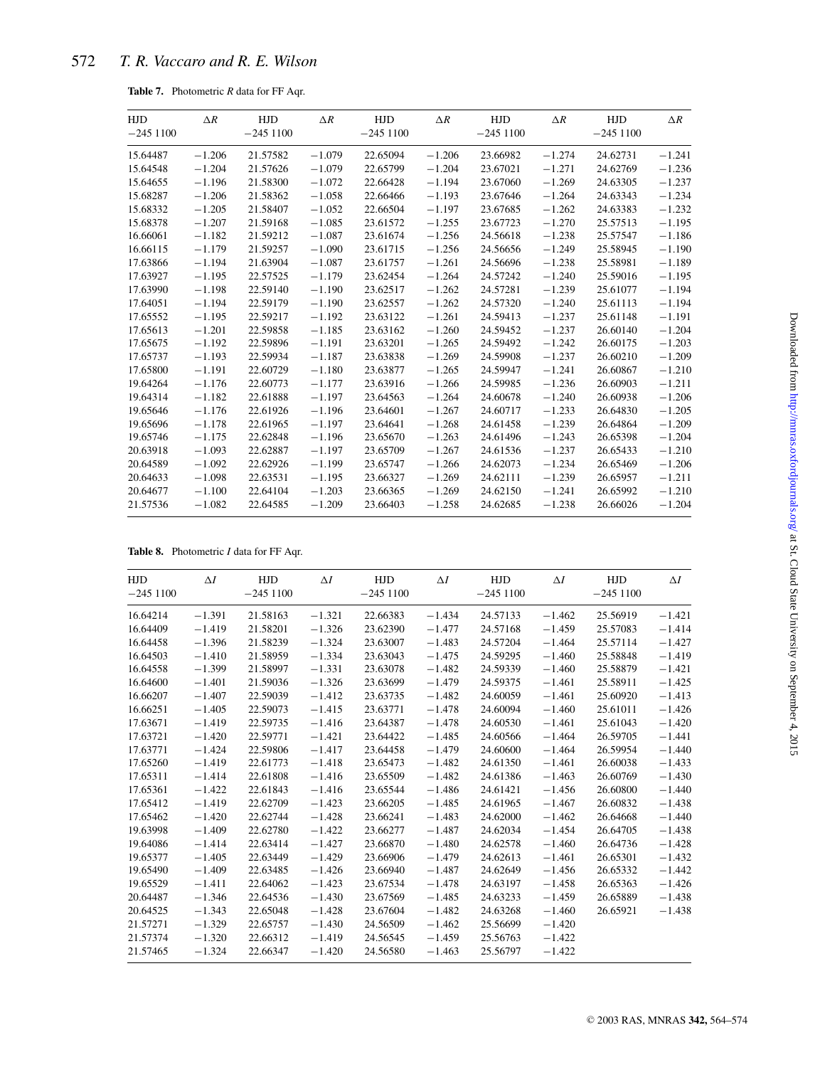**Table 7.** Photometric *R* data for FF Aqr.

| HJD −245 1100 | Δ*R* | HJD −245 1100 | Δ*R* | HJD −245 1100 | Δ*R* | HJD −245 1100 | Δ*R* | HJD −245 1100 | Δ*R* |
|---|---|---|---|---|---|---|---|---|---|
| 15.64487 | −1.206 | 21.57582 | −1.079 | 22.65094 | −1.206 | 23.66982 | −1.274 | 24.62731 | −1.241 |
| 15.64548 | −1.204 | 21.57626 | −1.079 | 22.65799 | −1.204 | 23.67021 | −1.271 | 24.62769 | −1.236 |
| 15.64655 | −1.196 | 21.58300 | −1.072 | 22.66428 | −1.194 | 23.67060 | −1.269 | 24.63305 | −1.237 |
| 15.68287 | −1.206 | 21.58362 | −1.058 | 22.66466 | −1.193 | 23.67646 | −1.264 | 24.63343 | −1.234 |
| 15.68332 | −1.205 | 21.58407 | −1.052 | 22.66504 | −1.197 | 23.67685 | −1.262 | 24.63383 | −1.232 |
| 15.68378 | −1.207 | 21.59168 | −1.085 | 23.61572 | −1.255 | 23.67723 | −1.270 | 25.57513 | −1.195 |
| 16.66061 | −1.182 | 21.59212 | −1.087 | 23.61674 | −1.256 | 24.56618 | −1.238 | 25.57547 | −1.186 |
| 16.66115 | −1.179 | 21.59257 | −1.090 | 23.61715 | −1.256 | 24.56656 | −1.249 | 25.58945 | −1.190 |
| 17.63866 | −1.194 | 21.63904 | −1.087 | 23.61757 | −1.261 | 24.56696 | −1.238 | 25.58981 | −1.189 |
| 17.63927 | −1.195 | 22.57525 | −1.179 | 23.62454 | −1.264 | 24.57242 | −1.240 | 25.59016 | −1.195 |
| 17.63990 | −1.198 | 22.59140 | −1.190 | 23.62517 | −1.262 | 24.57281 | −1.239 | 25.61077 | −1.194 |
| 17.64051 | −1.194 | 22.59179 | −1.190 | 23.62557 | −1.262 | 24.57320 | −1.240 | 25.61113 | −1.194 |
| 17.65552 | −1.195 | 22.59217 | −1.192 | 23.63122 | −1.261 | 24.59413 | −1.237 | 25.61148 | −1.191 |
| 17.65613 | −1.201 | 22.59858 | −1.185 | 23.63162 | −1.260 | 24.59452 | −1.237 | 26.60140 | −1.204 |
| 17.65675 | −1.192 | 22.59896 | −1.191 | 23.63201 | −1.265 | 24.59492 | −1.242 | 26.60175 | −1.203 |
| 17.65737 | −1.193 | 22.59934 | −1.187 | 23.63838 | −1.269 | 24.59908 | −1.237 | 26.60210 | −1.209 |
| 17.65800 | −1.191 | 22.60729 | −1.180 | 23.63877 | −1.265 | 24.59947 | −1.241 | 26.60867 | −1.210 |
| 19.64264 | −1.176 | 22.60773 | −1.177 | 23.63916 | −1.266 | 24.59985 | −1.236 | 26.60903 | −1.211 |
| 19.64314 | −1.182 | 22.61888 | −1.197 | 23.64563 | −1.264 | 24.60678 | −1.240 | 26.60938 | −1.206 |
| 19.65646 | −1.176 | 22.61926 | −1.196 | 23.64601 | −1.267 | 24.60717 | −1.233 | 26.64830 | −1.205 |
| 19.65696 | −1.178 | 22.61965 | −1.197 | 23.64641 | −1.268 | 24.61458 | −1.239 | 26.64864 | −1.209 |
| 19.65746 | −1.175 | 22.62848 | −1.196 | 23.65670 | −1.263 | 24.61496 | −1.243 | 26.65398 | −1.204 |
| 20.63918 | −1.093 | 22.62887 | −1.197 | 23.65709 | −1.267 | 24.61536 | −1.237 | 26.65433 | −1.210 |
| 20.64589 | −1.092 | 22.62926 | −1.199 | 23.65747 | −1.266 | 24.62073 | −1.234 | 26.65469 | −1.206 |
| 20.64633 | −1.098 | 22.63531 | −1.195 | 23.66327 | −1.269 | 24.62111 | −1.239 | 26.65957 | −1.211 |
| 20.64677 | −1.100 | 22.64104 | −1.203 | 23.66365 | −1.269 | 24.62150 | −1.241 | 26.65992 | −1.210 |
| 21.57536 | −1.082 | 22.64585 | −1.209 | 23.66403 | −1.258 | 24.62685 | −1.238 | 26.66026 | −1.204 |

**Table 8.** Photometric *I* data for FF Aqr.

| HJD −245 1100 | Δ*I* | HJD −245 1100 | Δ*I* | HJD −245 1100 | Δ*I* | HJD −245 1100 | Δ*I* | HJD −245 1100 | Δ*I* |
|---|---|---|---|---|---|---|---|---|---|
| 16.64214 | −1.391 | 21.58163 | −1.321 | 22.66383 | −1.434 | 24.57133 | −1.462 | 25.56919 | −1.421 |
| 16.64409 | −1.419 | 21.58201 | −1.326 | 23.62390 | −1.477 | 24.57168 | −1.459 | 25.57083 | −1.414 |
| 16.64458 | −1.396 | 21.58239 | −1.324 | 23.63007 | −1.483 | 24.57204 | −1.464 | 25.57114 | −1.427 |
| 16.64503 | −1.410 | 21.58959 | −1.334 | 23.63043 | −1.475 | 24.59295 | −1.460 | 25.58848 | −1.419 |
| 16.64558 | −1.399 | 21.58997 | −1.331 | 23.63078 | −1.482 | 24.59339 | −1.460 | 25.58879 | −1.421 |
| 16.64600 | −1.401 | 21.59036 | −1.326 | 23.63699 | −1.479 | 24.59375 | −1.461 | 25.58911 | −1.425 |
| 16.66207 | −1.407 | 22.59039 | −1.412 | 23.63735 | −1.482 | 24.60059 | −1.461 | 25.60920 | −1.413 |
| 16.66251 | −1.405 | 22.59073 | −1.415 | 23.63771 | −1.478 | 24.60094 | −1.460 | 25.61011 | −1.426 |
| 17.63671 | −1.419 | 22.59735 | −1.416 | 23.64387 | −1.478 | 24.60530 | −1.461 | 25.61043 | −1.420 |
| 17.63721 | −1.420 | 22.59771 | −1.421 | 23.64422 | −1.485 | 24.60566 | −1.464 | 26.59705 | −1.441 |
| 17.63771 | −1.424 | 22.59806 | −1.417 | 23.64458 | −1.479 | 24.60600 | −1.464 | 26.59954 | −1.440 |
| 17.65260 | −1.419 | 22.61773 | −1.418 | 23.65473 | −1.482 | 24.61350 | −1.461 | 26.60038 | −1.433 |
| 17.65311 | −1.414 | 22.61808 | −1.416 | 23.65509 | −1.482 | 24.61386 | −1.463 | 26.60769 | −1.430 |
| 17.65361 | −1.422 | 22.61843 | −1.416 | 23.65544 | −1.486 | 24.61421 | −1.456 | 26.60800 | −1.440 |
| 17.65412 | −1.419 | 22.62709 | −1.423 | 23.66205 | −1.485 | 24.61965 | −1.467 | 26.60832 | −1.438 |
| 17.65462 | −1.420 | 22.62744 | −1.428 | 23.66241 | −1.483 | 24.62000 | −1.462 | 26.64668 | −1.440 |
| 19.63998 | −1.409 | 22.62780 | −1.422 | 23.66277 | −1.487 | 24.62034 | −1.454 | 26.64705 | −1.438 |
| 19.64086 | −1.414 | 22.63414 | −1.427 | 23.66870 | −1.480 | 24.62578 | −1.460 | 26.64736 | −1.428 |
| 19.65377 | −1.405 | 22.63449 | −1.429 | 23.66906 | −1.479 | 24.62613 | −1.461 | 26.65301 | −1.432 |
| 19.65490 | −1.409 | 22.63485 | −1.426 | 23.66940 | −1.487 | 24.62649 | −1.456 | 26.65332 | −1.442 |
| 19.65529 | −1.411 | 22.64062 | −1.423 | 23.67534 | −1.478 | 24.63197 | −1.458 | 26.65363 | −1.426 |
| 20.64487 | −1.346 | 22.64536 | −1.430 | 23.67569 | −1.485 | 24.63233 | −1.459 | 26.65889 | −1.438 |
| 20.64525 | −1.343 | 22.65048 | −1.428 | 23.67604 | −1.482 | 24.63268 | −1.460 | 26.65921 | −1.438 |
| 21.57271 | −1.329 | 22.65757 | −1.430 | 24.56509 | −1.462 | 25.56699 | −1.420 | | |
| 21.57374 | −1.320 | 22.66312 | −1.419 | 24.56545 | −1.459 | 25.56763 | −1.422 | | |
| 21.57465 | −1.324 | 22.66347 | −1.420 | 24.56580 | −1.463 | 25.56797 | −1.422 | | |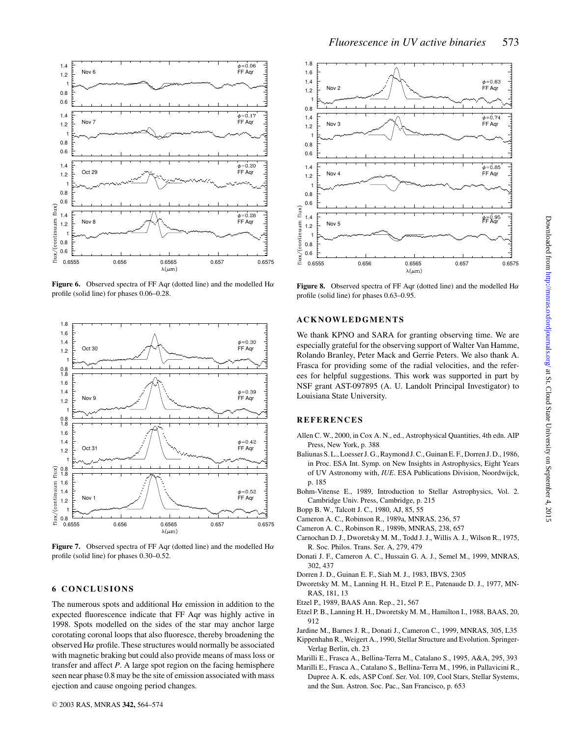Figure 6. Observed spectra of FF Aqr (dotted line) and the modelled H$\alpha$ profile (solid line) for phases 0.06–0.28.

Figure 7. Observed spectra of FF Aqr (dotted line) and the modelled H$\alpha$ profile (solid line) for phases 0.30–0.52.

## 6 CONCLUSIONS

The numerous spots and additional H$\alpha$ emission in addition to the expected fluorescence indicate that FF Aqr was highly active in 1998. Spots modelled on the sides of the star may anchor large corotating coronal loops that also fluoresce, thereby broadening the observed H$\alpha$ profile. These structures would normally be associated with magnetic braking but could also provide means of mass loss or transfer and affect $P$. A large spot region on the facing hemisphere seen near phase 0.8 may be the site of emission associated with mass ejection and cause ongoing period changes.

Figure 8. Observed spectra of FF Aqr (dotted line) and the modelled H$\alpha$ profile (solid line) for phases 0.63–0.95.

## ACKNOWLEDGMENTS

We thank KPNO and SARA for granting observing time. We are especially grateful for the observing support of Walter Van Hamme, Rolando Branley, Peter Mack and Gerrie Peters. We also thank A. Frasca for providing some of the radial velocities, and the referees for helpful suggestions. This work was supported in part by NSF grant AST-097895 (A. U. Landolt Principal Investigator) to Louisiana State University.

## REFERENCES

Allen C. W., 2000, in Cox A. N., ed., Astrophysical Quantities, 4th edn. AIP Press, New York, p. 388

Baliunas S. L., Loesser J. G., Raymond J. C., Guinan E. F., Dorren J. D., 1986, in Proc. ESA Int. Symp. on New Insights in Astrophysics, Eight Years of UV Astronomy with, *IUE*. ESA Publications Division, Noordwijck, p. 185

Bohm-Vitense E., 1989, Introduction to Stellar Astrophysics, Vol. 2. Cambridge Univ. Press, Cambridge, p. 215

Bopp B. W., Talcott J. C., 1980, AJ, 85, 55

Cameron A. C., Robinson R., 1989a, MNRAS, 236, 57

Cameron A. C., Robinson R., 1989b, MNRAS, 238, 657

Carnochan D. J., Dworetsky M. M., Todd J. J., Willis A. J., Wilson R., 1975, R. Soc. Philos. Trans. Ser. A, 279, 479

Donati J. F., Cameron A. C., Hussain G. A. J., Semel M., 1999, MNRAS, 302, 437

Dorren J. D., Guinan E. F., Siah M. J., 1983, IBVS, 2305

Dworetsky M. M., Lanning H. H., Etzel P. E., Patenaude D. J., 1977, MNRAS, 181, 13

Etzel P., 1989, BAAS Ann. Rep., 21, 567

Etzel P. B., Lanning H. H., Dworetsky M. M., Hamilton I., 1988, BAAS, 20, 912

Jardine M., Barnes J. R., Donati J., Cameron C., 1999, MNRAS, 305, L35

Kippenhahn R., Weigert A., 1990, Stellar Structure and Evolution. Springer-Verlag Berlin, ch. 23

Marilli E., Frasca A., Bellina-Terra M., Catalano S., 1995, A&A, 295, 393

Marilli E., Frasca A., Catalano S., Bellina-Terra M., 1996, in Pallavicini R., Dupree A. K. eds, ASP Conf. Ser. Vol. 109, Cool Stars, Stellar Systems, and the Sun. Astron. Soc. Pac., San Francisco, p. 653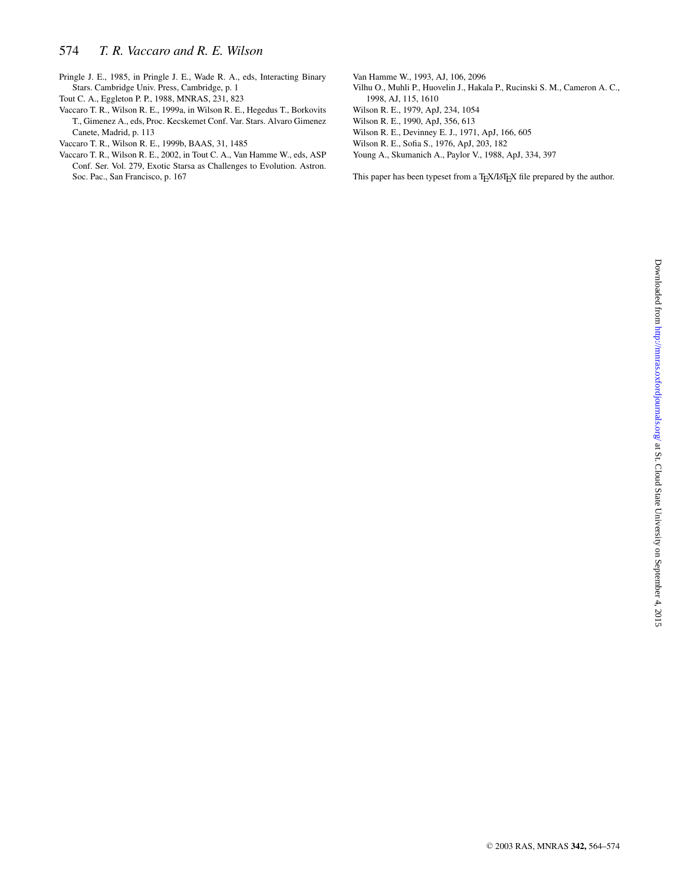Pringle J. E., 1985, in Pringle J. E., Wade R. A., eds, Interacting Binary Stars. Cambridge Univ. Press, Cambridge, p. 1

Tout C. A., Eggleton P. P., 1988, MNRAS, 231, 823

Vaccaro T. R., Wilson R. E., 1999a, in Wilson R. E., Hegedus T., Borkovits T., Gimenez A., eds, Proc. Kecskemet Conf. Var. Stars. Alvaro Gimenez Canete, Madrid, p. 113

Vaccaro T. R., Wilson R. E., 1999b, BAAS, 31, 1485

Vaccaro T. R., Wilson R. E., 2002, in Tout C. A., Van Hamme W., eds, ASP Conf. Ser. Vol. 279, Exotic Starsa as Challenges to Evolution. Astron. Soc. Pac., San Francisco, p. 167

Van Hamme W., 1993, AJ, 106, 2096

Vilhu O., Muhli P., Huovelin J., Hakala P., Rucinski S. M., Cameron A. C., 1998, AJ, 115, 1610

Wilson R. E., 1979, ApJ, 234, 1054

Wilson R. E., 1990, ApJ, 356, 613

Wilson R. E., Devinney E. J., 1971, ApJ, 166, 605

Wilson R. E., Sofia S., 1976, ApJ, 203, 182

Young A., Skumanich A., Paylor V., 1988, ApJ, 334, 397

This paper has been typeset from a TEX/LATEX file prepared by the author.